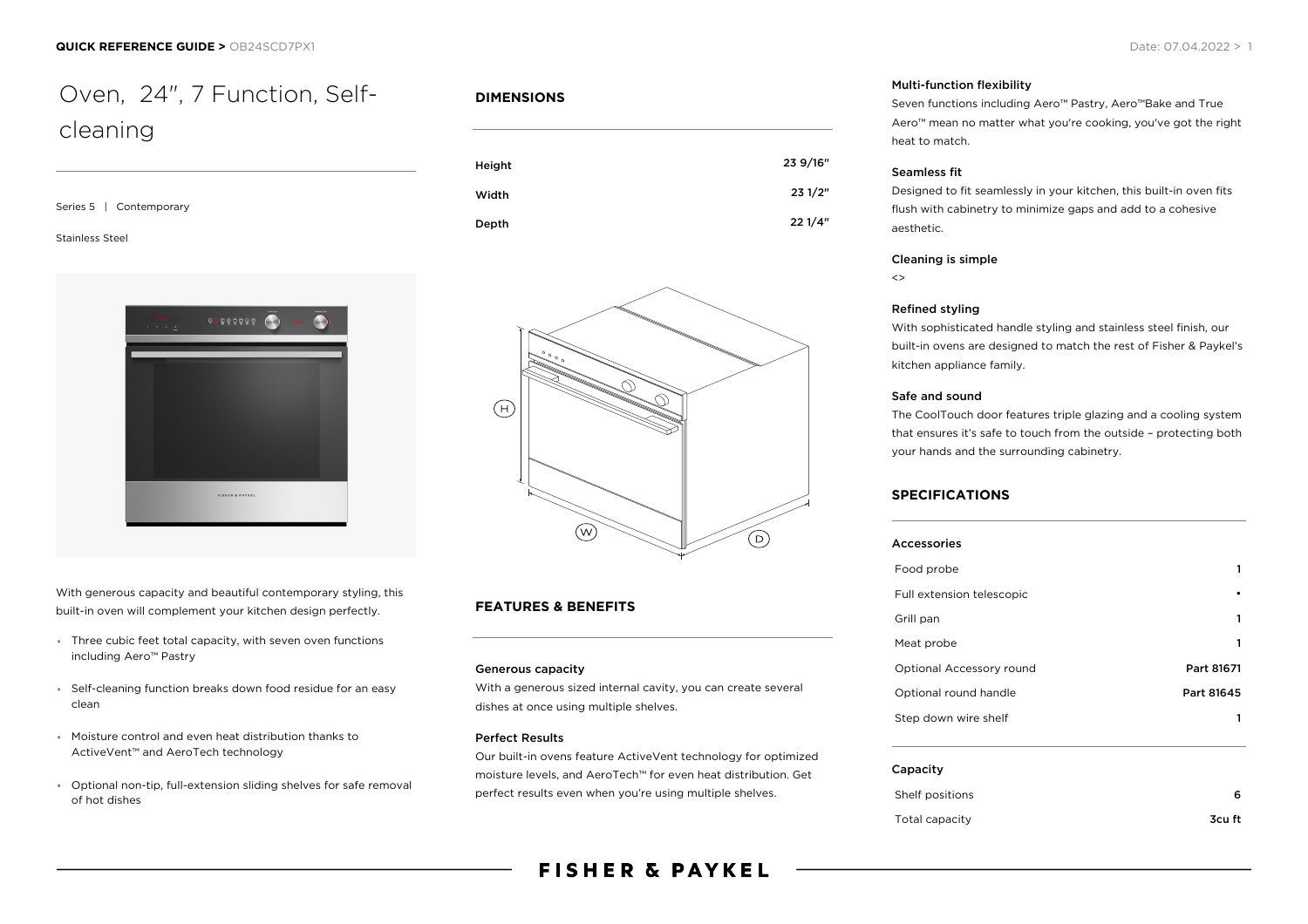# Oven, 24", 7 Function, Self-cleaning

Series 5 | Contemporary

Stainless Steel

With generous capacity and beautiful contemporary styling, this built-in oven will complement your kitchen design perfectly.

- Three cubic feet total capacity, with seven oven functions including Aero™ Pastry
- Self-cleaning function breaks down food residue for an easy clean
- Moisture control and even heat distribution thanks to ActiveVent™ and AeroTech technology
- Optional non-tip, full-extension sliding shelves for safe removal of hot dishes

## DIMENSIONS

| | |
|---|---|
| Height | 23 9/16" |
| Width | 23 1/2" |
| Depth | 22 1/4" |

## FEATURES & BENEFITS

### Generous capacity

With a generous sized internal cavity, you can create several dishes at once using multiple shelves.

### Perfect Results

Our built-in ovens feature ActiveVent technology for optimized moisture levels, and AeroTech™ for even heat distribution. Get perfect results even when you're using multiple shelves.

### Multi-function flexibility

Seven functions including Aero™ Pastry, Aero™Bake and True Aero™ mean no matter what you're cooking, you've got the right heat to match.

### Seamless fit

Designed to fit seamlessly in your kitchen, this built-in oven fits flush with cabinetry to minimize gaps and add to a cohesive aesthetic.

### Cleaning is simple

<>

### Refined styling

With sophisticated handle styling and stainless steel finish, our built-in ovens are designed to match the rest of Fisher & Paykel's kitchen appliance family.

### Safe and sound

The CoolTouch door features triple glazing and a cooling system that ensures it's safe to touch from the outside – protecting both your hands and the surrounding cabinetry.

## SPECIFICATIONS

### Accessories

| | |
|---|---|
| Food probe | 1 |
| Full extension telescopic | • |
| Grill pan | 1 |
| Meat probe | 1 |
| Optional Accessory round | Part 81671 |
| Optional round handle | Part 81645 |
| Step down wire shelf | 1 |

### Capacity

| | |
|---|---|
| Shelf positions | 6 |
| Total capacity | 3cu ft |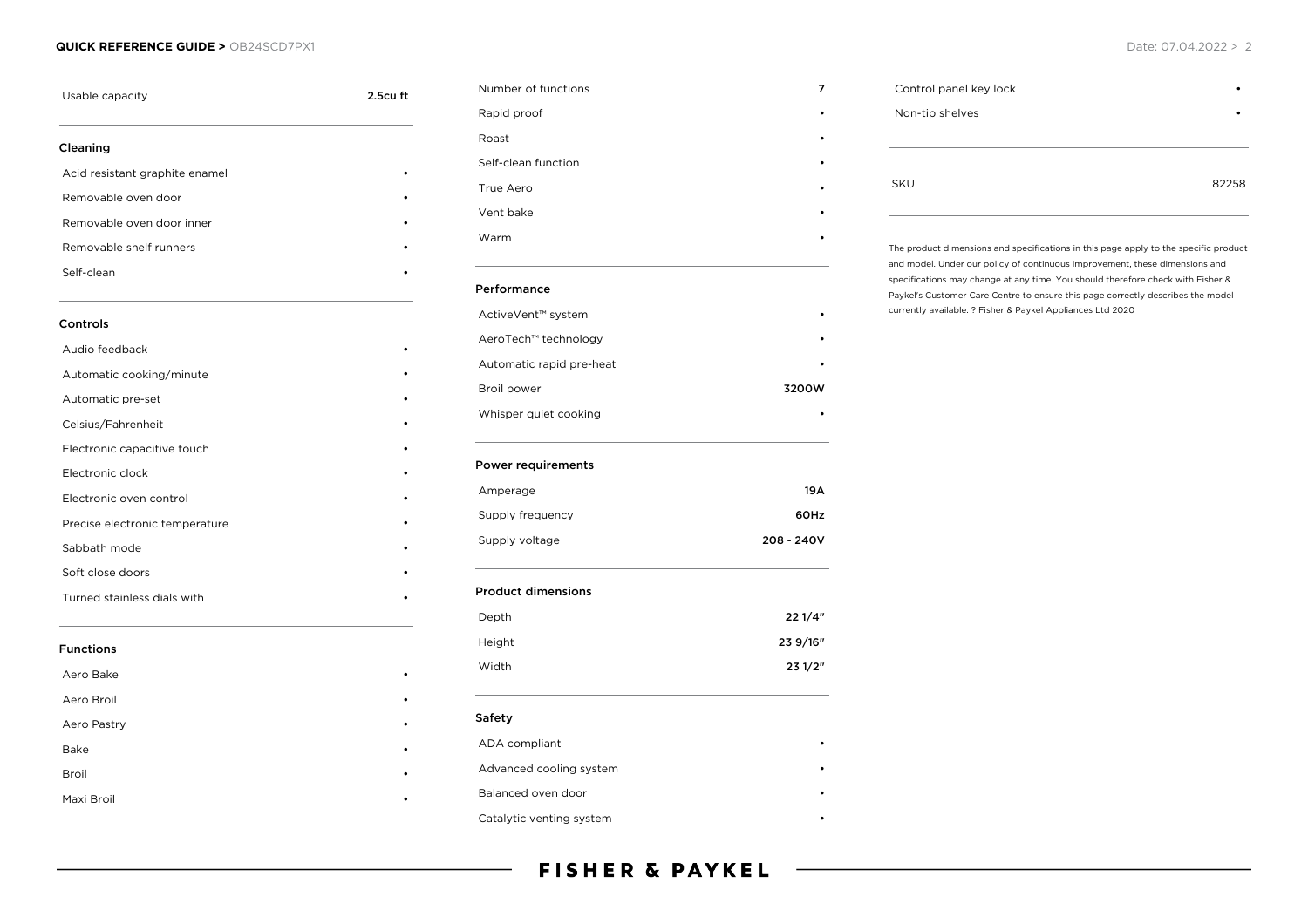| Usable capacity | 2.5cu ft |
| --- | --- |

## Cleaning

| | |
| --- | --- |
| Acid resistant graphite enamel | • |
| Removable oven door | • |
| Removable oven door inner | • |
| Removable shelf runners | • |
| Self-clean | • |

## Controls

| | |
| --- | --- |
| Audio feedback | • |
| Automatic cooking/minute | • |
| Automatic pre-set | • |
| Celsius/Fahrenheit | • |
| Electronic capacitive touch | • |
| Electronic clock | • |
| Electronic oven control | • |
| Precise electronic temperature | • |
| Sabbath mode | • |
| Soft close doors | • |
| Turned stainless dials with | • |

## Functions

| | |
| --- | --- |
| Aero Bake | • |
| Aero Broil | • |
| Aero Pastry | • |
| Bake | • |
| Broil | • |
| Maxi Broil | • |
| Number of functions | 7 |
| Rapid proof | • |
| Roast | • |
| Self-clean function | • |
| True Aero | • |
| Vent bake | • |
| Warm | • |

## Performance

| | |
| --- | --- |
| ActiveVent™ system | • |
| AeroTech™ technology | • |
| Automatic rapid pre-heat | • |
| Broil power | 3200W |
| Whisper quiet cooking | • |

## Power requirements

| | |
| --- | --- |
| Amperage | 19A |
| Supply frequency | 60Hz |
| Supply voltage | 208 - 240V |

## Product dimensions

| | |
| --- | --- |
| Depth | 22 1/4" |
| Height | 23 9/16" |
| Width | 23 1/2" |

## Safety

| | |
| --- | --- |
| ADA compliant | • |
| Advanced cooling system | • |
| Balanced oven door | • |
| Catalytic venting system | • |
| Control panel key lock | • |
| Non-tip shelves | • |

| SKU | 82258 |
| --- | --- |

The product dimensions and specifications in this page apply to the specific product and model. Under our policy of continuous improvement, these dimensions and specifications may change at any time. You should therefore check with Fisher & Paykel's Customer Care Centre to ensure this page correctly describes the model currently available. ? Fisher & Paykel Appliances Ltd 2020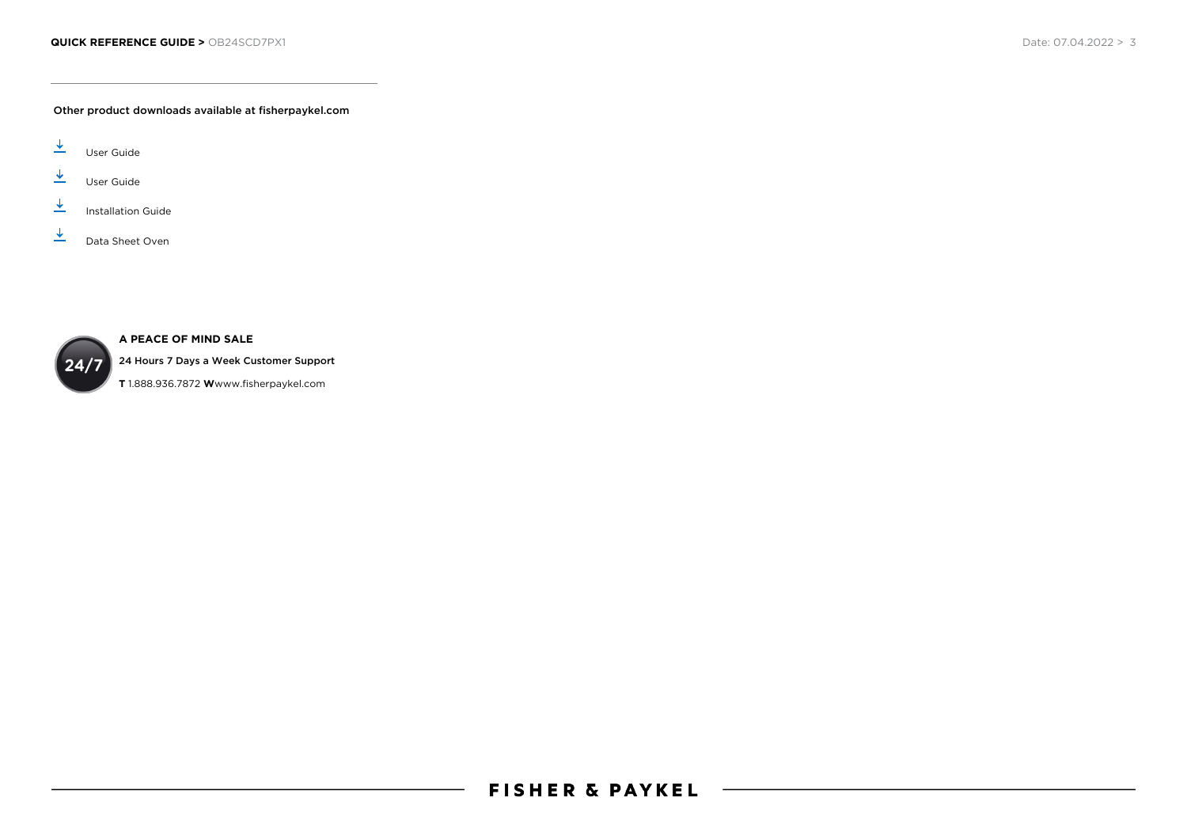Other product downloads available at fisherpaykel.com

- User Guide
- User Guide
- Installation Guide
- Data Sheet Oven

24/7

**A PEACE OF MIND SALE**

**24 Hours 7 Days a Week Customer Support**

**T** 1.888.936.7872 **W**www.fisherpaykel.com